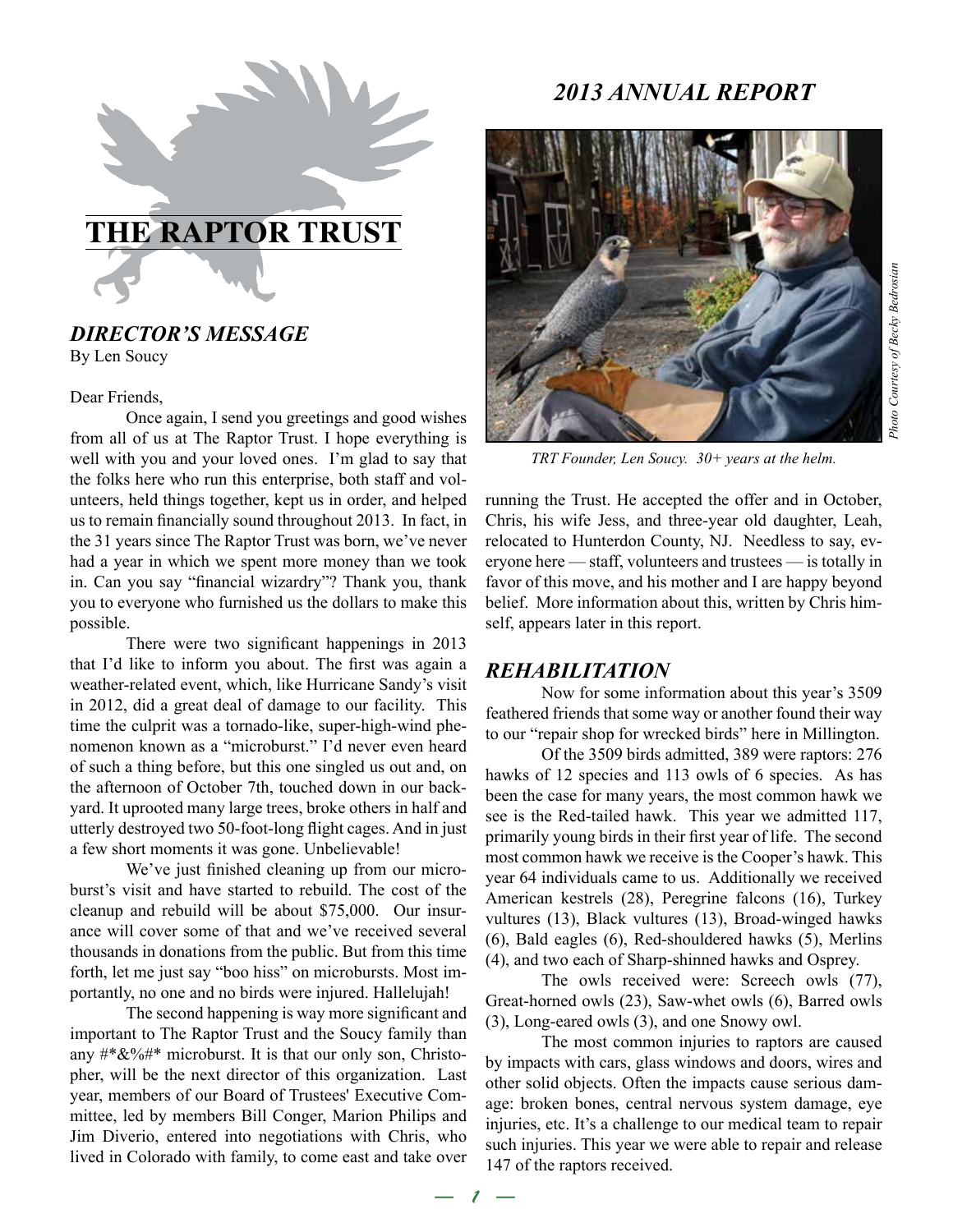# THE RAPTOR TRUST

# *2013 ANNUAL REPORT*

*TRT Founder, Len Soucy. 30+ years at the helm.*

*Photo Courtesy of Becky Bedrosian*

## *DIRECTOR'S MESSAGE*

By Len Soucy

Dear Friends,

Once again, I send you greetings and good wishes from all of us at The Raptor Trust. I hope everything is well with you and your loved ones. I'm glad to say that the folks here who run this enterprise, both staff and volunteers, held things together, kept us in order, and helped us to remain financially sound throughout 2013. In fact, in the 31 years since The Raptor Trust was born, we've never had a year in which we spent more money than we took in. Can you say "financial wizardry"? Thank you, thank you to everyone who furnished us the dollars to make this possible.

There were two significant happenings in 2013 that I'd like to inform you about. The first was again a weather-related event, which, like Hurricane Sandy's visit in 2012, did a great deal of damage to our facility. This time the culprit was a tornado-like, super-high-wind phenomenon known as a "microburst." I'd never even heard of such a thing before, but this one singled us out and, on the afternoon of October 7th, touched down in our backyard. It uprooted many large trees, broke others in half and utterly destroyed two 50-foot-long flight cages. And in just a few short moments it was gone. Unbelievable!

We've just finished cleaning up from our microburst's visit and have started to rebuild. The cost of the cleanup and rebuild will be about $75,000. Our insurance will cover some of that and we've received several thousands in donations from the public. But from this time forth, let me just say "boo hiss" on microbursts. Most importantly, no one and no birds were injured. Hallelujah!

The second happening is way more significant and important to The Raptor Trust and the Soucy family than any #*&%#* microburst. It is that our only son, Christopher, will be the next director of this organization. Last year, members of our Board of Trustees' Executive Committee, led by members Bill Conger, Marion Philips and Jim Diverio, entered into negotiations with Chris, who lived in Colorado with family, to come east and take over running the Trust. He accepted the offer and in October, Chris, his wife Jess, and three-year old daughter, Leah, relocated to Hunterdon County, NJ. Needless to say, everyone here — staff, volunteers and trustees — is totally in favor of this move, and his mother and I are happy beyond belief. More information about this, written by Chris himself, appears later in this report.

## *REHABILITATION*

Now for some information about this year's 3509 feathered friends that some way or another found their way to our "repair shop for wrecked birds" here in Millington.

Of the 3509 birds admitted, 389 were raptors: 276 hawks of 12 species and 113 owls of 6 species. As has been the case for many years, the most common hawk we see is the Red-tailed hawk. This year we admitted 117, primarily young birds in their first year of life. The second most common hawk we receive is the Cooper's hawk. This year 64 individuals came to us. Additionally we received American kestrels (28), Peregrine falcons (16), Turkey vultures (13), Black vultures (13), Broad-winged hawks (6), Bald eagles (6), Red-shouldered hawks (5), Merlins (4), and two each of Sharp-shinned hawks and Osprey.

The owls received were: Screech owls (77), Great-horned owls (23), Saw-whet owls (6), Barred owls (3), Long-eared owls (3), and one Snowy owl.

The most common injuries to raptors are caused by impacts with cars, glass windows and doors, wires and other solid objects. Often the impacts cause serious damage: broken bones, central nervous system damage, eye injuries, etc. It's a challenge to our medical team to repair such injuries. This year we were able to repair and release 147 of the raptors received.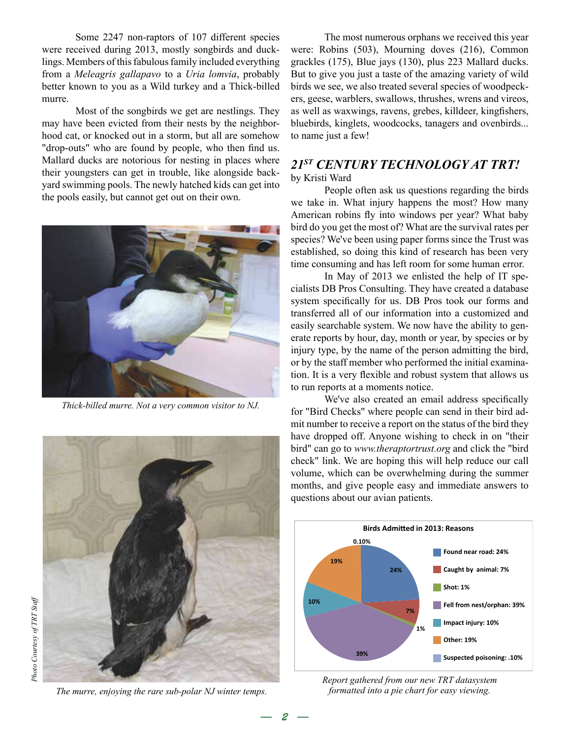Some 2247 non-raptors of 107 different species were received during 2013, mostly songbirds and ducklings. Members of this fabulous family included everything from a *Meleagris gallapavo* to a *Uria lomvia*, probably better known to you as a Wild turkey and a Thick-billed murre.

Most of the songbirds we get are nestlings. They may have been evicted from their nests by the neighborhood cat, or knocked out in a storm, but all are somehow "drop-outs" who are found by people, who then find us. Mallard ducks are notorious for nesting in places where their youngsters can get in trouble, like alongside backyard swimming pools. The newly hatched kids can get into the pools easily, but cannot get out on their own.

*Thick-billed murre. Not a very common visitor to NJ.*

*The murre, enjoying the rare sub-polar NJ winter temps.*

*Photo Courtesy of TRT Staff*

The most numerous orphans we received this year were: Robins (503), Mourning doves (216), Common grackles (175), Blue jays (130), plus 223 Mallard ducks. But to give you just a taste of the amazing variety of wild birds we see, we also treated several species of woodpeckers, geese, warblers, swallows, thrushes, wrens and vireos, as well as waxwings, ravens, grebes, killdeer, kingfishers, bluebirds, kinglets, woodcocks, tanagers and ovenbirds... to name just a few!

## *21ST CENTURY TECHNOLOGY AT TRT!*

by Kristi Ward

People often ask us questions regarding the birds we take in. What injury happens the most? How many American robins fly into windows per year? What baby bird do you get the most of? What are the survival rates per species? We've been using paper forms since the Trust was established, so doing this kind of research has been very time consuming and has left room for some human error.

In May of 2013 we enlisted the help of IT specialists DB Pros Consulting. They have created a database system specifically for us. DB Pros took our forms and transferred all of our information into a customized and easily searchable system. We now have the ability to generate reports by hour, day, month or year, by species or by injury type, by the name of the person admitting the bird, or by the staff member who performed the initial examination. It is a very flexible and robust system that allows us to run reports at a moments notice.

We've also created an email address specifically for "Bird Checks" where people can send in their bird admit number to receive a report on the status of the bird they have dropped off. Anyone wishing to check in on "their bird" can go to *www.theraptortrust.org* and click the "bird check" link. We are hoping this will help reduce our call volume, which can be overwhelming during the summer months, and give people easy and immediate answers to questions about our avian patients.

**Birds Admitted in 2013: Reasons**

| Reason | Percent |
|---|---|
| Found near road | 24% |
| Caught by animal | 7% |
| Shot | 1% |
| Fell from nest/orphan | 39% |
| Impact injury | 10% |
| Other | 19% |
| Suspected poisoning | .10% |

*Report gathered from our new TRT datasystem formatted into a pie chart for easy viewing.*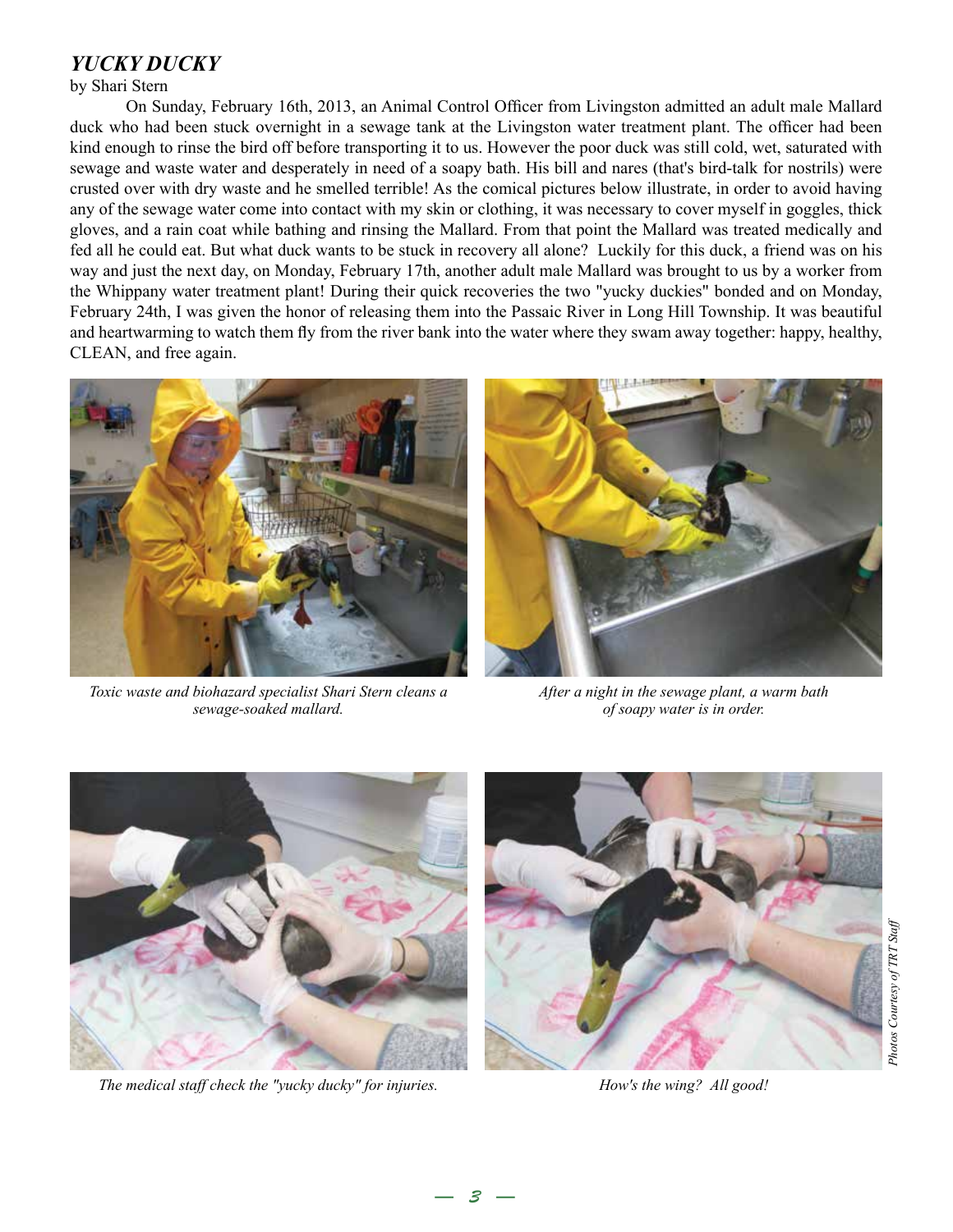## *YUCKY DUCKY*

by Shari Stern

On Sunday, February 16th, 2013, an Animal Control Officer from Livingston admitted an adult male Mallard duck who had been stuck overnight in a sewage tank at the Livingston water treatment plant. The officer had been kind enough to rinse the bird off before transporting it to us. However the poor duck was still cold, wet, saturated with sewage and waste water and desperately in need of a soapy bath. His bill and nares (that's bird-talk for nostrils) were crusted over with dry waste and he smelled terrible! As the comical pictures below illustrate, in order to avoid having any of the sewage water come into contact with my skin or clothing, it was necessary to cover myself in goggles, thick gloves, and a rain coat while bathing and rinsing the Mallard. From that point the Mallard was treated medically and fed all he could eat. But what duck wants to be stuck in recovery all alone? Luckily for this duck, a friend was on his way and just the next day, on Monday, February 17th, another adult male Mallard was brought to us by a worker from the Whippany water treatment plant! During their quick recoveries the two "yucky duckies" bonded and on Monday, February 24th, I was given the honor of releasing them into the Passaic River in Long Hill Township. It was beautiful and heartwarming to watch them fly from the river bank into the water where they swam away together: happy, healthy, CLEAN, and free again.

*Toxic waste and biohazard specialist Shari Stern cleans a sewage-soaked mallard.*

*After a night in the sewage plant, a warm bath of soapy water is in order.*

*The medical staff check the "yucky ducky" for injuries.*

*How's the wing? All good!*

*Photos Courtesy of TRT Staff*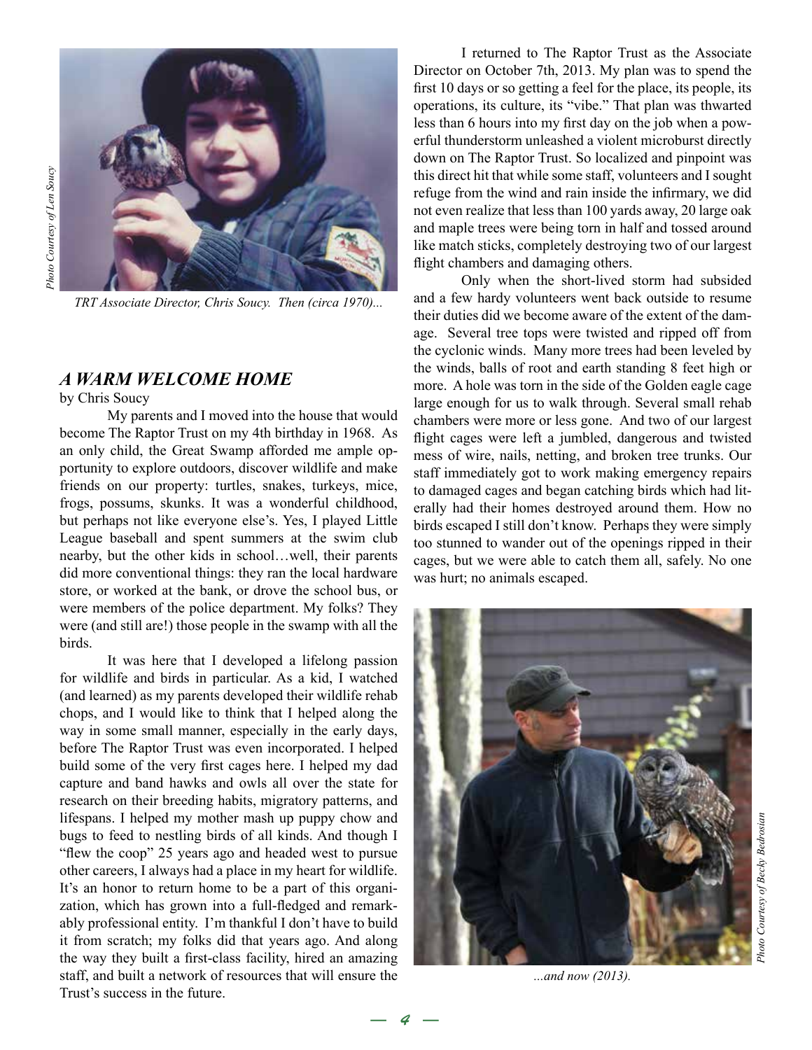*Photo Courtesy of Len Soucy*

*TRT Associate Director, Chris Soucy. Then (circa 1970)...*

## *A WARM WELCOME HOME*

by Chris Soucy

My parents and I moved into the house that would become The Raptor Trust on my 4th birthday in 1968. As an only child, the Great Swamp afforded me ample opportunity to explore outdoors, discover wildlife and make friends on our property: turtles, snakes, turkeys, mice, frogs, possums, skunks. It was a wonderful childhood, but perhaps not like everyone else's. Yes, I played Little League baseball and spent summers at the swim club nearby, but the other kids in school…well, their parents did more conventional things: they ran the local hardware store, or worked at the bank, or drove the school bus, or were members of the police department. My folks? They were (and still are!) those people in the swamp with all the birds.

It was here that I developed a lifelong passion for wildlife and birds in particular. As a kid, I watched (and learned) as my parents developed their wildlife rehab chops, and I would like to think that I helped along the way in some small manner, especially in the early days, before The Raptor Trust was even incorporated. I helped build some of the very first cages here. I helped my dad capture and band hawks and owls all over the state for research on their breeding habits, migratory patterns, and lifespans. I helped my mother mash up puppy chow and bugs to feed to nestling birds of all kinds. And though I "flew the coop" 25 years ago and headed west to pursue other careers, I always had a place in my heart for wildlife. It's an honor to return home to be a part of this organization, which has grown into a full-fledged and remarkably professional entity. I'm thankful I don't have to build it from scratch; my folks did that years ago. And along the way they built a first-class facility, hired an amazing staff, and built a network of resources that will ensure the Trust's success in the future.

I returned to The Raptor Trust as the Associate Director on October 7th, 2013. My plan was to spend the first 10 days or so getting a feel for the place, its people, its operations, its culture, its "vibe." That plan was thwarted less than 6 hours into my first day on the job when a powerful thunderstorm unleashed a violent microburst directly down on The Raptor Trust. So localized and pinpoint was this direct hit that while some staff, volunteers and I sought refuge from the wind and rain inside the infirmary, we did not even realize that less than 100 yards away, 20 large oak and maple trees were being torn in half and tossed around like match sticks, completely destroying two of our largest flight chambers and damaging others.

Only when the short-lived storm had subsided and a few hardy volunteers went back outside to resume their duties did we become aware of the extent of the damage. Several tree tops were twisted and ripped off from the cyclonic winds. Many more trees had been leveled by the winds, balls of root and earth standing 8 feet high or more. A hole was torn in the side of the Golden eagle cage large enough for us to walk through. Several small rehab chambers were more or less gone. And two of our largest flight cages were left a jumbled, dangerous and twisted mess of wire, nails, netting, and broken tree trunks. Our staff immediately got to work making emergency repairs to damaged cages and began catching birds which had literally had their homes destroyed around them. How no birds escaped I still don't know. Perhaps they were simply too stunned to wander out of the openings ripped in their cages, but we were able to catch them all, safely. No one was hurt; no animals escaped.

*...and now (2013).*

*Photo Courtesy of Becky Bedrosian*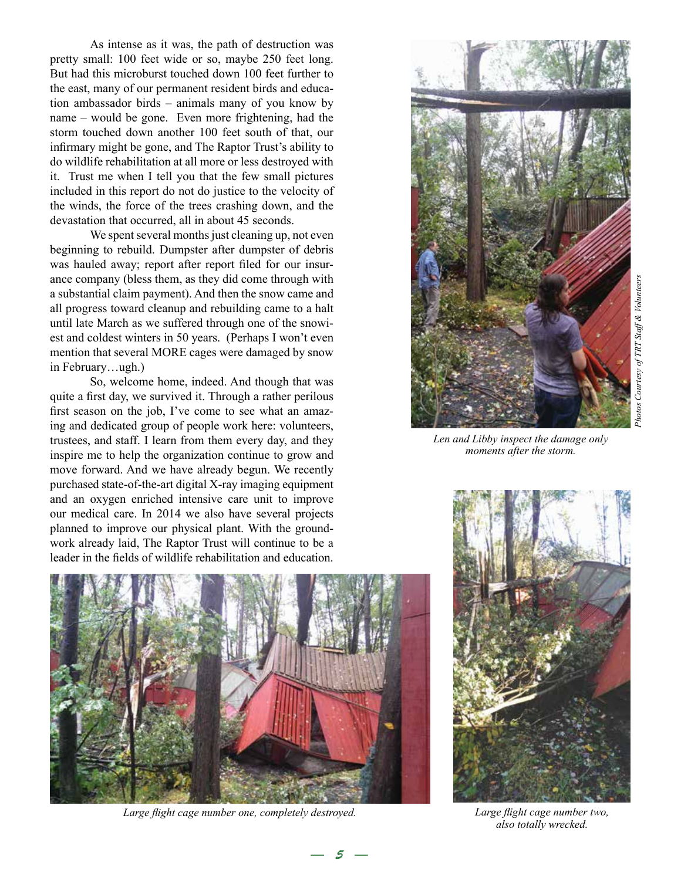As intense as it was, the path of destruction was pretty small: 100 feet wide or so, maybe 250 feet long. But had this microburst touched down 100 feet further to the east, many of our permanent resident birds and education ambassador birds – animals many of you know by name – would be gone. Even more frightening, had the storm touched down another 100 feet south of that, our infirmary might be gone, and The Raptor Trust's ability to do wildlife rehabilitation at all more or less destroyed with it. Trust me when I tell you that the few small pictures included in this report do not do justice to the velocity of the winds, the force of the trees crashing down, and the devastation that occurred, all in about 45 seconds.

We spent several months just cleaning up, not even beginning to rebuild. Dumpster after dumpster of debris was hauled away; report after report filed for our insurance company (bless them, as they did come through with a substantial claim payment). And then the snow came and all progress toward cleanup and rebuilding came to a halt until late March as we suffered through one of the snowiest and coldest winters in 50 years. (Perhaps I won't even mention that several MORE cages were damaged by snow in February…ugh.)

So, welcome home, indeed. And though that was quite a first day, we survived it. Through a rather perilous first season on the job, I've come to see what an amazing and dedicated group of people work here: volunteers, trustees, and staff. I learn from them every day, and they inspire me to help the organization continue to grow and move forward. And we have already begun. We recently purchased state-of-the-art digital X-ray imaging equipment and an oxygen enriched intensive care unit to improve our medical care. In 2014 we also have several projects planned to improve our physical plant. With the groundwork already laid, The Raptor Trust will continue to be a leader in the fields of wildlife rehabilitation and education.

*Len and Libby inspect the damage only moments after the storm.*

*Photos Courtesy of TRT Staff & Volunteers*

*Large flight cage number one, completely destroyed.*

*Large flight cage number two, also totally wrecked.*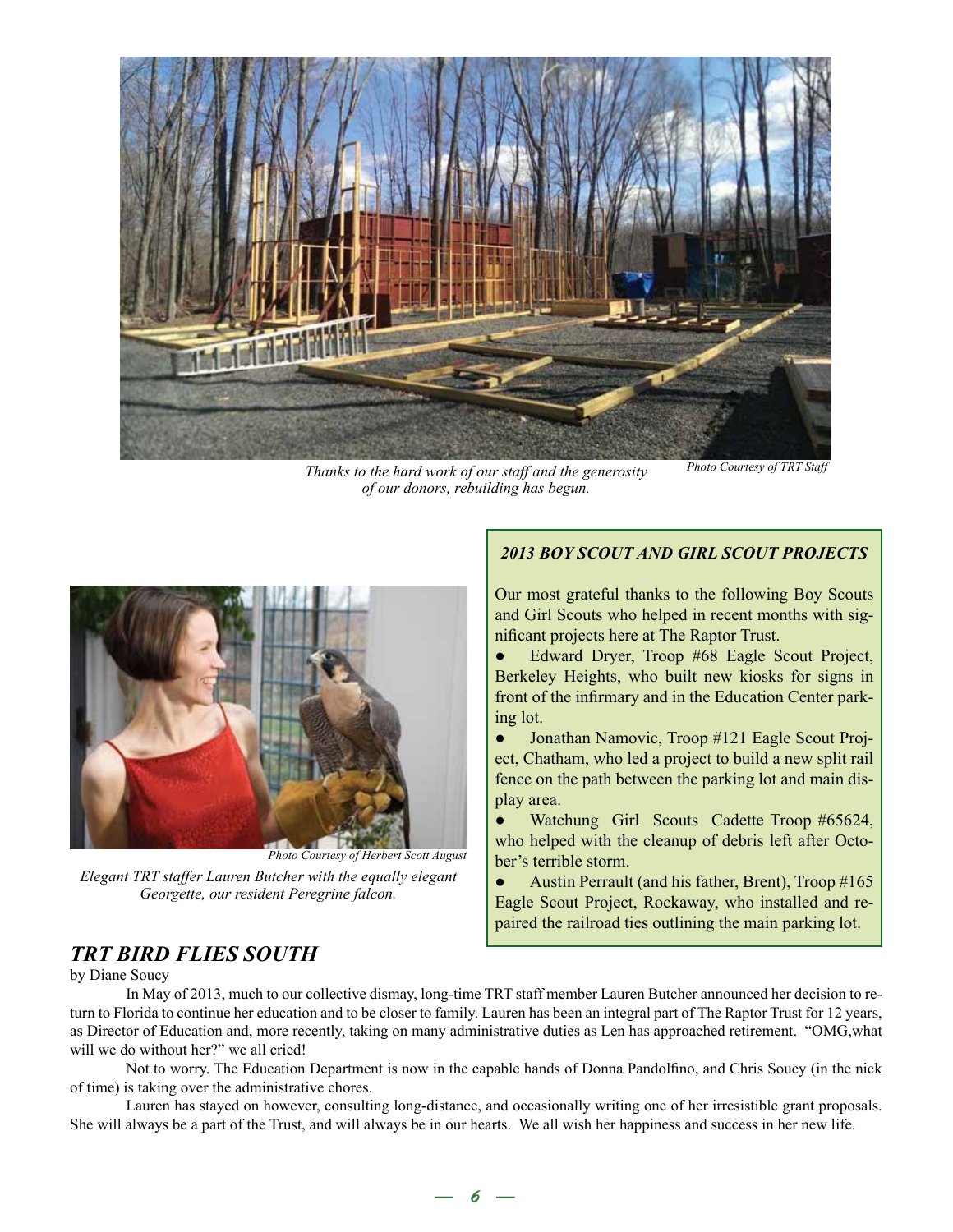*Thanks to the hard work of our staff and the generosity of our donors, rebuilding has begun.*

*Photo Courtesy of TRT Staff*

*Photo Courtesy of Herbert Scott August*

*Elegant TRT staffer Lauren Butcher with the equally elegant Georgette, our resident Peregrine falcon.*

***2013 BOY SCOUT AND GIRL SCOUT PROJECTS***

Our most grateful thanks to the following Boy Scouts and Girl Scouts who helped in recent months with significant projects here at The Raptor Trust.

- Edward Dryer, Troop #68 Eagle Scout Project, Berkeley Heights, who built new kiosks for signs in front of the infirmary and in the Education Center parking lot.
- Jonathan Namovic, Troop #121 Eagle Scout Project, Chatham, who led a project to build a new split rail fence on the path between the parking lot and main display area.
- Watchung Girl Scouts Cadette Troop #65624, who helped with the cleanup of debris left after October's terrible storm.
- Austin Perrault (and his father, Brent), Troop #165 Eagle Scout Project, Rockaway, who installed and repaired the railroad ties outlining the main parking lot.

## *TRT BIRD FLIES SOUTH*

by Diane Soucy

In May of 2013, much to our collective dismay, long-time TRT staff member Lauren Butcher announced her decision to return to Florida to continue her education and to be closer to family. Lauren has been an integral part of The Raptor Trust for 12 years, as Director of Education and, more recently, taking on many administrative duties as Len has approached retirement. "OMG,what will we do without her?" we all cried!

Not to worry. The Education Department is now in the capable hands of Donna Pandolfino, and Chris Soucy (in the nick of time) is taking over the administrative chores.

Lauren has stayed on however, consulting long-distance, and occasionally writing one of her irresistible grant proposals. She will always be a part of the Trust, and will always be in our hearts. We all wish her happiness and success in her new life.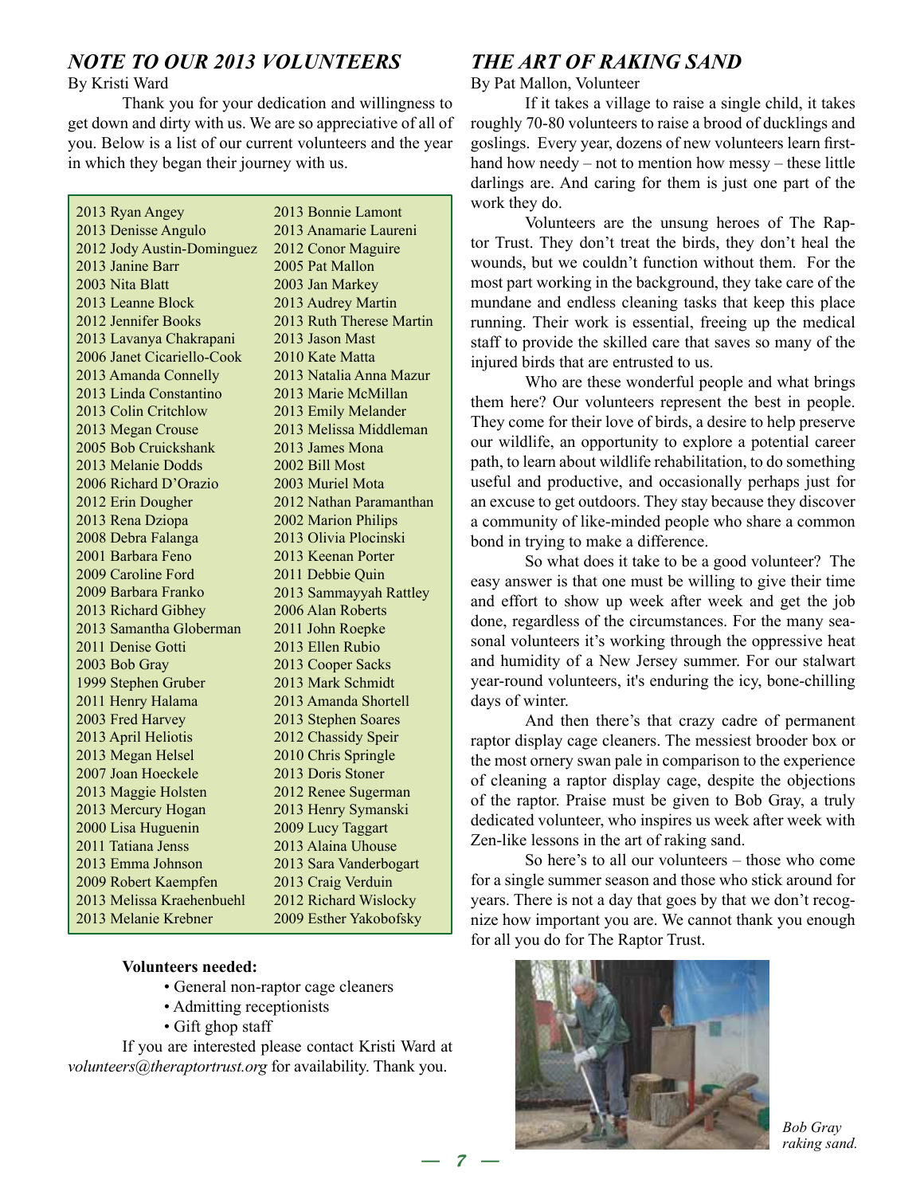## *NOTE TO OUR 2013 VOLUNTEERS*

By Kristi Ward

Thank you for your dedication and willingness to get down and dirty with us. We are so appreciative of all of you. Below is a list of our current volunteers and the year in which they began their journey with us.

| | |
|---|---|
| 2013 Ryan Angey | 2013 Bonnie Lamont |
| 2013 Denisse Angulo | 2013 Anamarie Laureni |
| 2012 Jody Austin-Dominguez | 2012 Conor Maguire |
| 2013 Janine Barr | 2005 Pat Mallon |
| 2003 Nita Blatt | 2003 Jan Markey |
| 2013 Leanne Block | 2013 Audrey Martin |
| 2012 Jennifer Books | 2013 Ruth Therese Martin |
| 2013 Lavanya Chakrapani | 2013 Jason Mast |
| 2006 Janet Cicariello-Cook | 2010 Kate Matta |
| 2013 Amanda Connelly | 2013 Natalia Anna Mazur |
| 2013 Linda Constantino | 2013 Marie McMillan |
| 2013 Colin Critchlow | 2013 Emily Melander |
| 2013 Megan Crouse | 2013 Melissa Middleman |
| 2005 Bob Cruickshank | 2013 James Mona |
| 2013 Melanie Dodds | 2002 Bill Most |
| 2006 Richard D'Orazio | 2003 Muriel Mota |
| 2012 Erin Dougher | 2012 Nathan Paramanthan |
| 2013 Rena Dziopa | 2002 Marion Philips |
| 2008 Debra Falanga | 2013 Olivia Plocinski |
| 2001 Barbara Feno | 2013 Keenan Porter |
| 2009 Caroline Ford | 2011 Debbie Quin |
| 2009 Barbara Franko | 2013 Sammayyah Rattley |
| 2013 Richard Gibhey | 2006 Alan Roberts |
| 2013 Samantha Globerman | 2011 John Roepke |
| 2011 Denise Gotti | 2013 Ellen Rubio |
| 2003 Bob Gray | 2013 Cooper Sacks |
| 1999 Stephen Gruber | 2013 Mark Schmidt |
| 2011 Henry Halama | 2013 Amanda Shortell |
| 2003 Fred Harvey | 2013 Stephen Soares |
| 2013 April Heliotis | 2012 Chassidy Speir |
| 2013 Megan Helsel | 2010 Chris Springle |
| 2007 Joan Hoeckele | 2013 Doris Stoner |
| 2013 Maggie Holsten | 2012 Renee Sugerman |
| 2013 Mercury Hogan | 2013 Henry Symanski |
| 2000 Lisa Huguenin | 2009 Lucy Taggart |
| 2011 Tatiana Jenss | 2013 Alaina Uhouse |
| 2013 Emma Johnson | 2013 Sara Vanderbogart |
| 2009 Robert Kaempfen | 2013 Craig Verduin |
| 2013 Melissa Kraehenbuehl | 2012 Richard Wislocky |
| 2013 Melanie Krebner | 2009 Esther Yakobofsky |

**Volunteers needed:**

- General non-raptor cage cleaners
- Admitting receptionists
- Gift ghop staff

If you are interested please contact Kristi Ward at *volunteers@theraptortrust.org* for availability. Thank you.

## *THE ART OF RAKING SAND*

By Pat Mallon, Volunteer

If it takes a village to raise a single child, it takes roughly 70-80 volunteers to raise a brood of ducklings and goslings. Every year, dozens of new volunteers learn first-hand how needy – not to mention how messy – these little darlings are. And caring for them is just one part of the work they do.

Volunteers are the unsung heroes of The Raptor Trust. They don't treat the birds, they don't heal the wounds, but we couldn't function without them. For the most part working in the background, they take care of the mundane and endless cleaning tasks that keep this place running. Their work is essential, freeing up the medical staff to provide the skilled care that saves so many of the injured birds that are entrusted to us.

Who are these wonderful people and what brings them here? Our volunteers represent the best in people. They come for their love of birds, a desire to help preserve our wildlife, an opportunity to explore a potential career path, to learn about wildlife rehabilitation, to do something useful and productive, and occasionally perhaps just for an excuse to get outdoors. They stay because they discover a community of like-minded people who share a common bond in trying to make a difference.

So what does it take to be a good volunteer? The easy answer is that one must be willing to give their time and effort to show up week after week and get the job done, regardless of the circumstances. For the many seasonal volunteers it's working through the oppressive heat and humidity of a New Jersey summer. For our stalwart year-round volunteers, it's enduring the icy, bone-chilling days of winter.

And then there's that crazy cadre of permanent raptor display cage cleaners. The messiest brooder box or the most ornery swan pale in comparison to the experience of cleaning a raptor display cage, despite the objections of the raptor. Praise must be given to Bob Gray, a truly dedicated volunteer, who inspires us week after week with Zen-like lessons in the art of raking sand.

So here's to all our volunteers – those who come for a single summer season and those who stick around for years. There is not a day that goes by that we don't recognize how important you are. We cannot thank you enough for all you do for The Raptor Trust.

*Bob Gray raking sand.*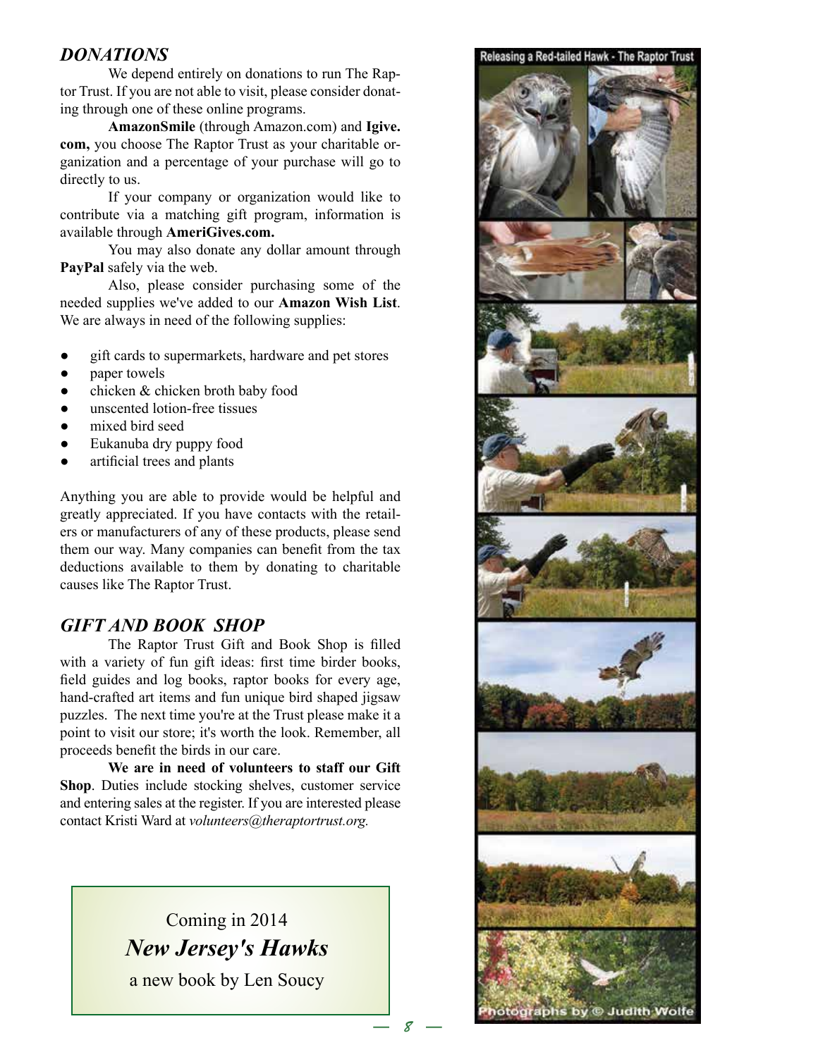## *DONATIONS*

We depend entirely on donations to run The Raptor Trust. If you are not able to visit, please consider donating through one of these online programs.

**AmazonSmile** (through Amazon.com) and **Igive.com,** you choose The Raptor Trust as your charitable organization and a percentage of your purchase will go to directly to us.

If your company or organization would like to contribute via a matching gift program, information is available through **AmeriGives.com.**

You may also donate any dollar amount through **PayPal** safely via the web.

Also, please consider purchasing some of the needed supplies we've added to our **Amazon Wish List**. We are always in need of the following supplies:

- gift cards to supermarkets, hardware and pet stores
- paper towels
- chicken & chicken broth baby food
- unscented lotion-free tissues
- mixed bird seed
- Eukanuba dry puppy food
- artificial trees and plants

Anything you are able to provide would be helpful and greatly appreciated. If you have contacts with the retailers or manufacturers of any of these products, please send them our way. Many companies can benefit from the tax deductions available to them by donating to charitable causes like The Raptor Trust.

## *GIFT AND BOOK SHOP*

The Raptor Trust Gift and Book Shop is filled with a variety of fun gift ideas: first time birder books, field guides and log books, raptor books for every age, hand-crafted art items and fun unique bird shaped jigsaw puzzles. The next time you're at the Trust please make it a point to visit our store; it's worth the look. Remember, all proceeds benefit the birds in our care.

**We are in need of volunteers to staff our Gift Shop**. Duties include stocking shelves, customer service and entering sales at the register. If you are interested please contact Kristi Ward at *volunteers@theraptortrust.org.*

Coming in 2014

***New Jersey's Hawks***

a new book by Len Soucy

Releasing a Red-tailed Hawk - The Raptor Trust

Photographs by © Judith Wolfe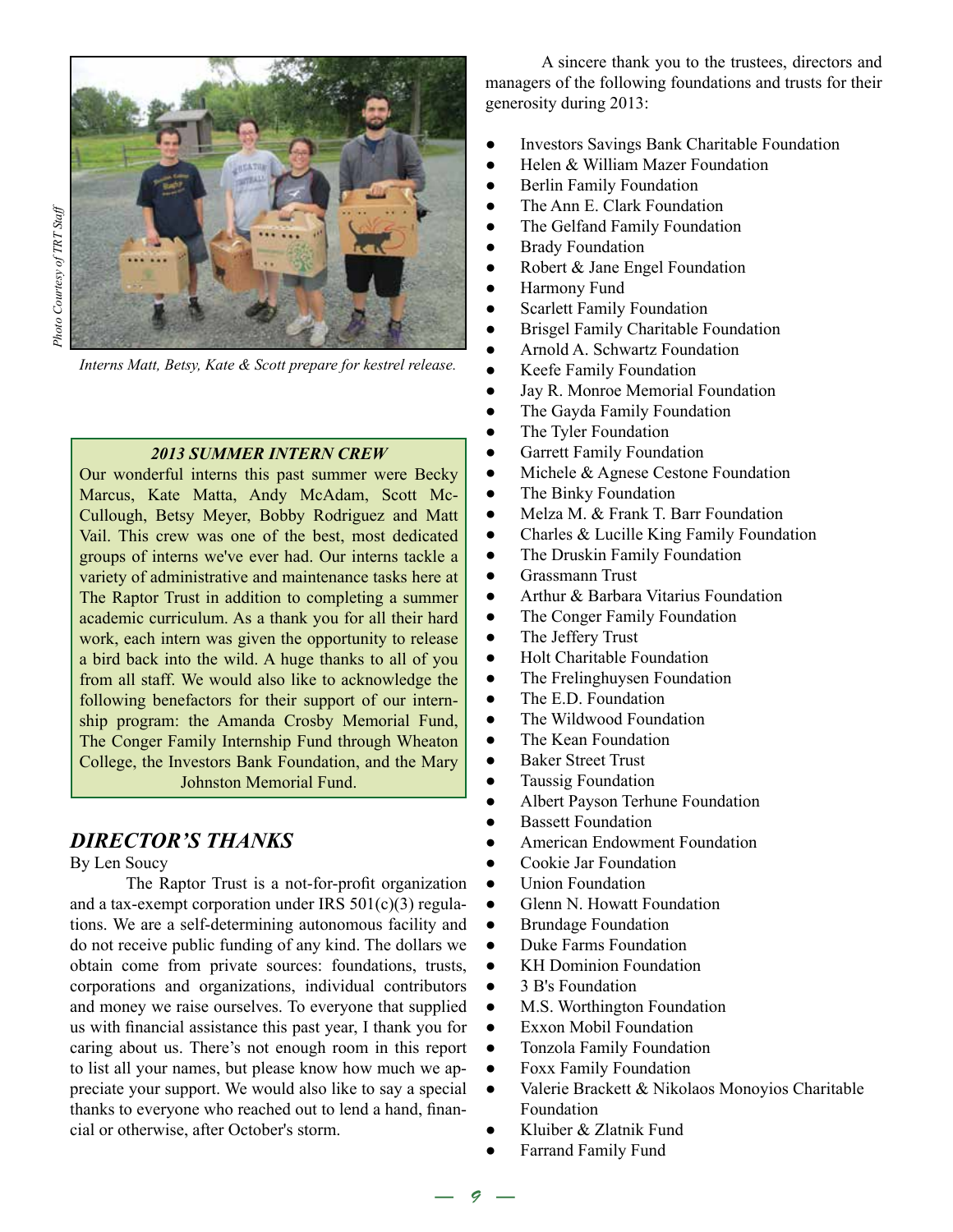*Photo Courtesy of TRT Staff*

*Interns Matt, Betsy, Kate & Scott prepare for kestrel release.*

***2013 SUMMER INTERN CREW***

Our wonderful interns this past summer were Becky Marcus, Kate Matta, Andy McAdam, Scott McCullough, Betsy Meyer, Bobby Rodriguez and Matt Vail. This crew was one of the best, most dedicated groups of interns we've ever had. Our interns tackle a variety of administrative and maintenance tasks here at The Raptor Trust in addition to completing a summer academic curriculum. As a thank you for all their hard work, each intern was given the opportunity to release a bird back into the wild. A huge thanks to all of you from all staff. We would also like to acknowledge the following benefactors for their support of our internship program: the Amanda Crosby Memorial Fund, The Conger Family Internship Fund through Wheaton College, the Investors Bank Foundation, and the Mary Johnston Memorial Fund.

## *DIRECTOR'S THANKS*

By Len Soucy

The Raptor Trust is a not-for-profit organization and a tax-exempt corporation under IRS 501(c)(3) regulations. We are a self-determining autonomous facility and do not receive public funding of any kind. The dollars we obtain come from private sources: foundations, trusts, corporations and organizations, individual contributors and money we raise ourselves. To everyone that supplied us with financial assistance this past year, I thank you for caring about us. There's not enough room in this report to list all your names, but please know how much we appreciate your support. We would also like to say a special thanks to everyone who reached out to lend a hand, financial or otherwise, after October's storm.

A sincere thank you to the trustees, directors and managers of the following foundations and trusts for their generosity during 2013:

- Investors Savings Bank Charitable Foundation
- Helen & William Mazer Foundation
- Berlin Family Foundation
- The Ann E. Clark Foundation
- The Gelfand Family Foundation
- Brady Foundation
- Robert & Jane Engel Foundation
- Harmony Fund
- Scarlett Family Foundation
- Brisgel Family Charitable Foundation
- Arnold A. Schwartz Foundation
- Keefe Family Foundation
- Jay R. Monroe Memorial Foundation
- The Gayda Family Foundation
- The Tyler Foundation
- Garrett Family Foundation
- Michele & Agnese Cestone Foundation
- The Binky Foundation
- Melza M. & Frank T. Barr Foundation
- Charles & Lucille King Family Foundation
- The Druskin Family Foundation
- Grassmann Trust
- Arthur & Barbara Vitarius Foundation
- The Conger Family Foundation
- The Jeffery Trust
- Holt Charitable Foundation
- The Frelinghuysen Foundation
- The E.D. Foundation
- The Wildwood Foundation
- The Kean Foundation
- Baker Street Trust
- Taussig Foundation
- Albert Payson Terhune Foundation
- Bassett Foundation
- American Endowment Foundation
- Cookie Jar Foundation
- Union Foundation
- Glenn N. Howatt Foundation
- Brundage Foundation
- Duke Farms Foundation
- KH Dominion Foundation
- 3 B's Foundation
- M.S. Worthington Foundation
- Exxon Mobil Foundation
- Tonzola Family Foundation
- Foxx Family Foundation
- Valerie Brackett & Nikolaos Monoyios Charitable Foundation
- Kluiber & Zlatnik Fund
- Farrand Family Fund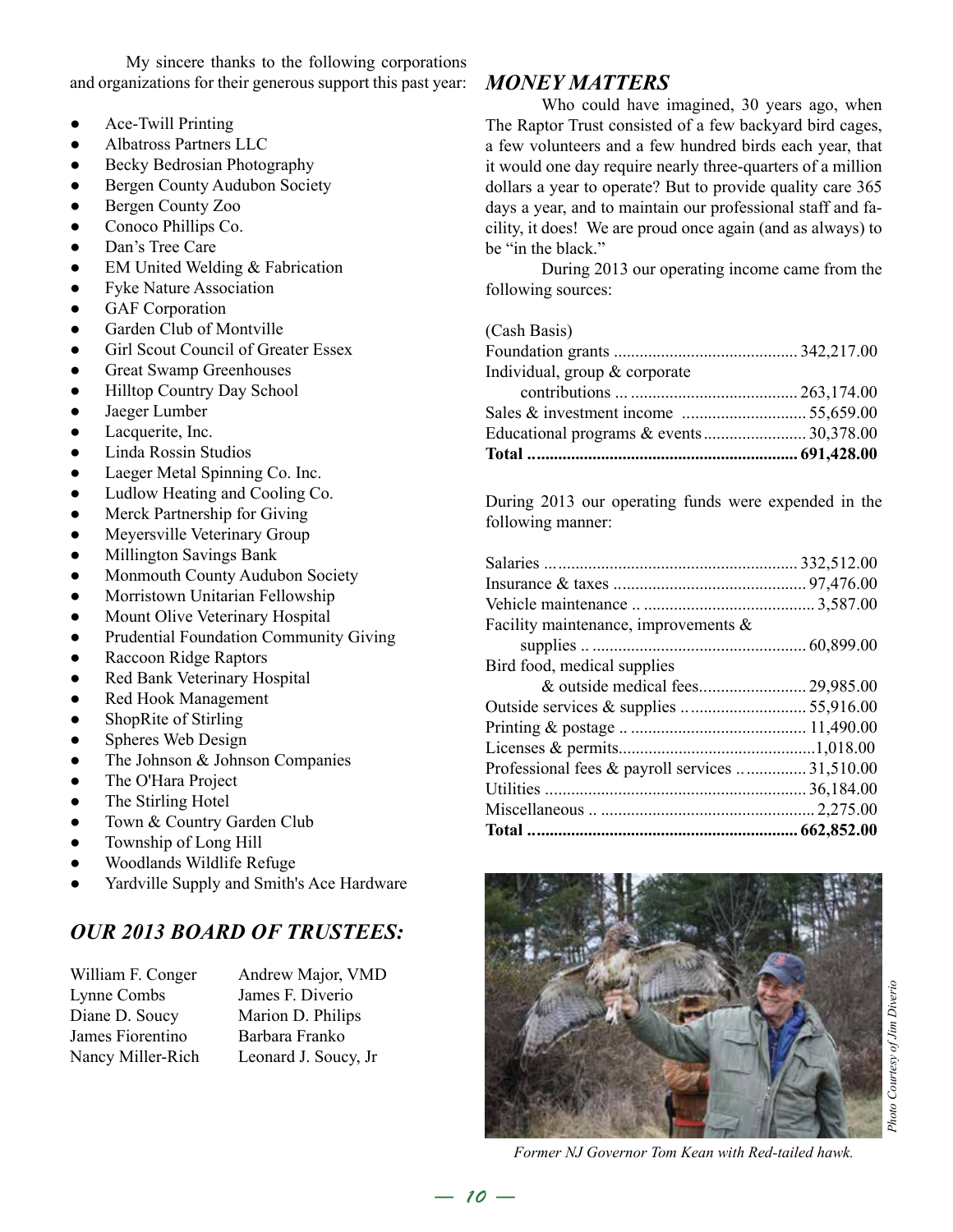My sincere thanks to the following corporations and organizations for their generous support this past year:

- Ace-Twill Printing
- Albatross Partners LLC
- Becky Bedrosian Photography
- Bergen County Audubon Society
- Bergen County Zoo
- Conoco Phillips Co.
- Dan's Tree Care
- EM United Welding & Fabrication
- Fyke Nature Association
- GAF Corporation
- Garden Club of Montville
- Girl Scout Council of Greater Essex
- Great Swamp Greenhouses
- Hilltop Country Day School
- Jaeger Lumber
- Lacquerite, Inc.
- Linda Rossin Studios
- Laeger Metal Spinning Co. Inc.
- Ludlow Heating and Cooling Co.
- Merck Partnership for Giving
- Meyersville Veterinary Group
- Millington Savings Bank
- Monmouth County Audubon Society
- Morristown Unitarian Fellowship
- Mount Olive Veterinary Hospital
- Prudential Foundation Community Giving
- Raccoon Ridge Raptors
- Red Bank Veterinary Hospital
- Red Hook Management
- ShopRite of Stirling
- Spheres Web Design
- The Johnson & Johnson Companies
- The O'Hara Project
- The Stirling Hotel
- Town & Country Garden Club
- Township of Long Hill
- Woodlands Wildlife Refuge
- Yardville Supply and Smith's Ace Hardware

## *OUR 2013 BOARD OF TRUSTEES:*

| | |
|---|---|
| William F. Conger | Andrew Major, VMD |
| Lynne Combs | James F. Diverio |
| Diane D. Soucy | Marion D. Philips |
| James Fiorentino | Barbara Franko |
| Nancy Miller-Rich | Leonard J. Soucy, Jr |

## *MONEY MATTERS*

Who could have imagined, 30 years ago, when The Raptor Trust consisted of a few backyard bird cages, a few volunteers and a few hundred birds each year, that it would one day require nearly three-quarters of a million dollars a year to operate? But to provide quality care 365 days a year, and to maintain our professional staff and facility, it does! We are proud once again (and as always) to be "in the black."

During 2013 our operating income came from the following sources:

(Cash Basis)

| | |
|---|---|
| Foundation grants | 342,217.00 |
| Individual, group & corporate contributions | 263,174.00 |
| Sales & investment income | 55,659.00 |
| Educational programs & events | 30,378.00 |
| **Total** | **691,428.00** |

During 2013 our operating funds were expended in the following manner:

| | |
|---|---|
| Salaries | 332,512.00 |
| Insurance & taxes | 97,476.00 |
| Vehicle maintenance | 3,587.00 |
| Facility maintenance, improvements & supplies | 60,899.00 |
| Bird food, medical supplies & outside medical fees | 29,985.00 |
| Outside services & supplies | 55,916.00 |
| Printing & postage | 11,490.00 |
| Licenses & permits | 1,018.00 |
| Professional fees & payroll services | 31,510.00 |
| Utilities | 36,184.00 |
| Miscellaneous | 2,275.00 |
| **Total** | **662,852.00** |

*Photo Courtesy of Jim Diverio*

*Former NJ Governor Tom Kean with Red-tailed hawk.*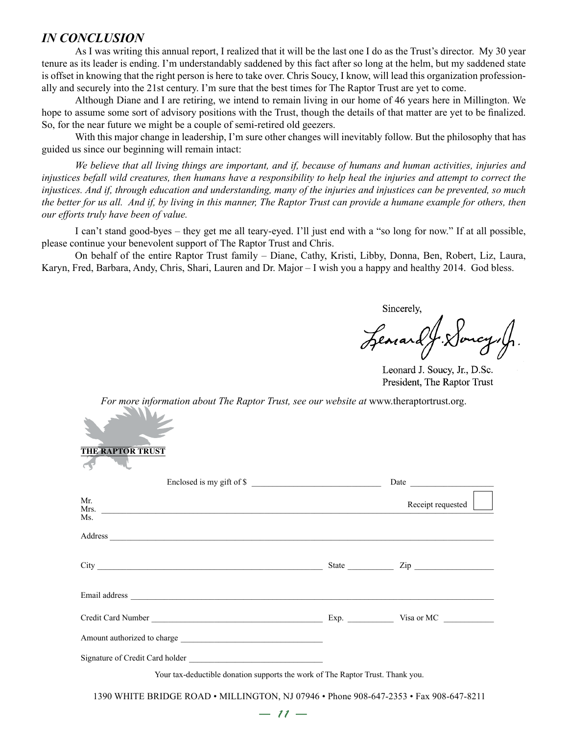## *IN CONCLUSION*

As I was writing this annual report, I realized that it will be the last one I do as the Trust's director. My 30 year tenure as its leader is ending. I'm understandably saddened by this fact after so long at the helm, but my saddened state is offset in knowing that the right person is here to take over. Chris Soucy, I know, will lead this organization professionally and securely into the 21st century. I'm sure that the best times for The Raptor Trust are yet to come.

Although Diane and I are retiring, we intend to remain living in our home of 46 years here in Millington. We hope to assume some sort of advisory positions with the Trust, though the details of that matter are yet to be finalized. So, for the near future we might be a couple of semi-retired old geezers.

With this major change in leadership, I'm sure other changes will inevitably follow. But the philosophy that has guided us since our beginning will remain intact:

*We believe that all living things are important, and if, because of humans and human activities, injuries and injustices befall wild creatures, then humans have a responsibility to help heal the injuries and attempt to correct the injustices. And if, through education and understanding, many of the injuries and injustices can be prevented, so much the better for us all. And if, by living in this manner, The Raptor Trust can provide a humane example for others, then our efforts truly have been of value.*

I can't stand good-byes – they get me all teary-eyed. I'll just end with a "so long for now." If at all possible, please continue your benevolent support of The Raptor Trust and Chris.

On behalf of the entire Raptor Trust family – Diane, Cathy, Kristi, Libby, Donna, Ben, Robert, Liz, Laura, Karyn, Fred, Barbara, Andy, Chris, Shari, Lauren and Dr. Major – I wish you a happy and healthy 2014. God bless.

Sincerely,

Leonard J. Soucy, Jr.

Leonard J. Soucy, Jr., D.Sc.
President, The Raptor Trust

*For more information about The Raptor Trust, see our website at* www.theraptortrust.org.

**THE RAPTOR TRUST**

Enclosed is my gift of $ ____________________ Date ______________

Mr.
Mrs. ________________________________________ Receipt requested ☐
Ms.

Address ________________________________________

City ______________________ State __________ Zip ______________

Email address ________________________________________

Credit Card Number ______________________ Exp. __________ Visa or MC __________

Amount authorized to charge ______________________

Signature of Credit Card holder ______________________

Your tax-deductible donation supports the work of The Raptor Trust. Thank you.

1390 WHITE BRIDGE ROAD • MILLINGTON, NJ 07946 • Phone 908-647-2353 • Fax 908-647-8211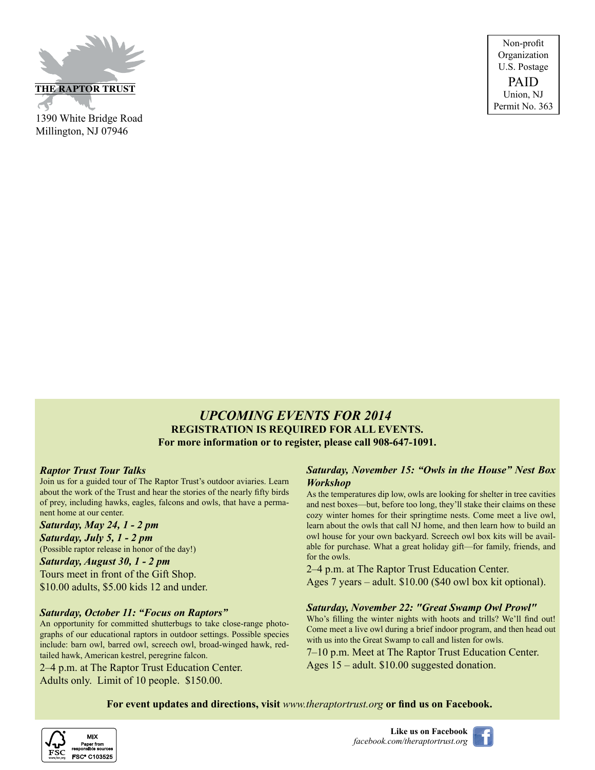THE RAPTOR TRUST

1390 White Bridge Road
Millington, NJ 07946

Non-profit
Organization
U.S. Postage
PAID
Union, NJ
Permit No. 363

## *UPCOMING EVENTS FOR 2014*

**REGISTRATION IS REQUIRED FOR ALL EVENTS.**
**For more information or to register, please call 908-647-1091.**

### *Raptor Trust Tour Talks*

Join us for a guided tour of The Raptor Trust's outdoor aviaries. Learn about the work of the Trust and hear the stories of the nearly fifty birds of prey, including hawks, eagles, falcons and owls, that have a permanent home at our center.

***Saturday, May 24, 1 - 2 pm***

***Saturday, July 5, 1 - 2 pm***

(Possible raptor release in honor of the day!)

***Saturday, August 30, 1 - 2 pm***

Tours meet in front of the Gift Shop.
$10.00 adults, $5.00 kids 12 and under.

### *Saturday, October 11: "Focus on Raptors"*

An opportunity for committed shutterbugs to take close-range photographs of our educational raptors in outdoor settings. Possible species include: barn owl, barred owl, screech owl, broad-winged hawk, red-tailed hawk, American kestrel, peregrine falcon.

2–4 p.m. at The Raptor Trust Education Center.
Adults only. Limit of 10 people. $150.00.

### *Saturday, November 15: "Owls in the House" Nest Box Workshop*

As the temperatures dip low, owls are looking for shelter in tree cavities and nest boxes—but, before too long, they'll stake their claims on these cozy winter homes for their springtime nests. Come meet a live owl, learn about the owls that call NJ home, and then learn how to build an owl house for your own backyard. Screech owl box kits will be available for purchase. What a great holiday gift—for family, friends, and for the owls.

2–4 p.m. at The Raptor Trust Education Center.
Ages 7 years – adult. $10.00 ($40 owl box kit optional).

### *Saturday, November 22: "Great Swamp Owl Prowl"*

Who's filling the winter nights with hoots and trills? We'll find out! Come meet a live owl during a brief indoor program, and then head out with us into the Great Swamp to call and listen for owls.

7–10 p.m. Meet at The Raptor Trust Education Center.
Ages 15 – adult. $10.00 suggested donation.

**For event updates and directions, visit** *www.theraptortrust.org* **or find us on Facebook.**

MIX
Paper from responsible sources
FSC® C103525

**Like us on Facebook**
*facebook.com/theraptortrust.org*